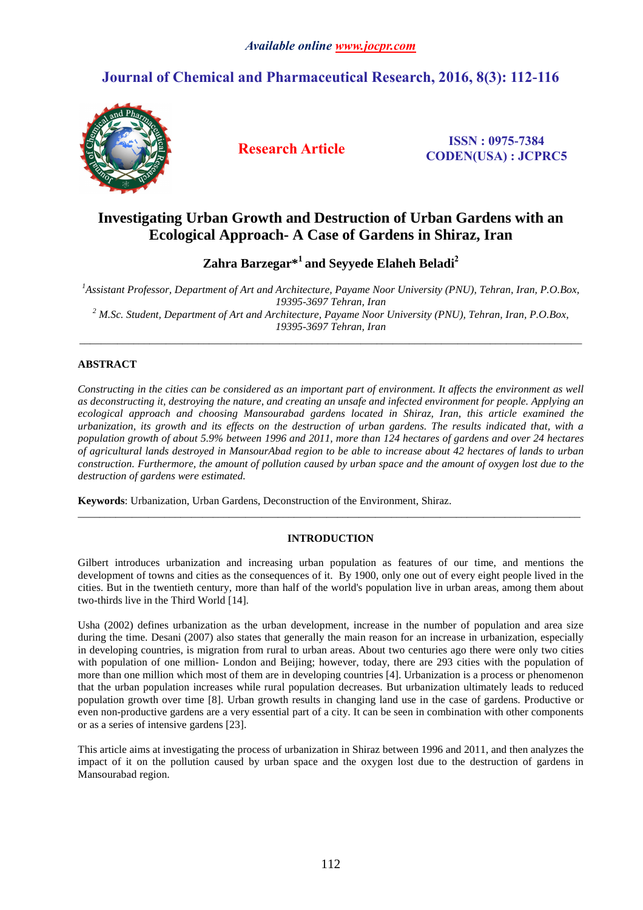*Available online www.jocpr.com*

## Journal of Chemical and Pharmaceutical Research, 2016, 8(3): 112-116

**Research Article**

**ISSN : 0975-7384**
**CODEN(USA) : JCPRC5**

# Investigating Urban Growth and Destruction of Urban Gardens with an Ecological Approach- A Case of Gardens in Shiraz, Iran

**Zahra Barzegar*[1] and Seyyede Elaheh Beladi[2]**

[1] *Assistant Professor, Department of Art and Architecture, Payame Noor University (PNU), Tehran, Iran, P.O.Box, 19395-3697 Tehran, Iran*
[2] *M.Sc. Student, Department of Art and Architecture, Payame Noor University (PNU), Tehran, Iran, P.O.Box, 19395-3697 Tehran, Iran*

---

## ABSTRACT

*Constructing in the cities can be considered as an important part of environment. It affects the environment as well as deconstructing it, destroying the nature, and creating an unsafe and infected environment for people. Applying an ecological approach and choosing Mansourabad gardens located in Shiraz, Iran, this article examined the urbanization, its growth and its effects on the destruction of urban gardens. The results indicated that, with a population growth of about 5.9% between 1996 and 2011, more than 124 hectares of gardens and over 24 hectares of agricultural lands destroyed in MansourAbad region to be able to increase about 42 hectares of lands to urban construction. Furthermore, the amount of pollution caused by urban space and the amount of oxygen lost due to the destruction of gardens were estimated.*

**Keywords**: Urbanization, Urban Gardens, Deconstruction of the Environment, Shiraz.

---

## INTRODUCTION

Gilbert introduces urbanization and increasing urban population as features of our time, and mentions the development of towns and cities as the consequences of it. By 1900, only one out of every eight people lived in the cities. But in the twentieth century, more than half of the world's population live in urban areas, among them about two-thirds live in the Third World [14].

Usha (2002) defines urbanization as the urban development, increase in the number of population and area size during the time. Desani (2007) also states that generally the main reason for an increase in urbanization, especially in developing countries, is migration from rural to urban areas. About two centuries ago there were only two cities with population of one million- London and Beijing; however, today, there are 293 cities with the population of more than one million which most of them are in developing countries [4]. Urbanization is a process or phenomenon that the urban population increases while rural population decreases. But urbanization ultimately leads to reduced population growth over time [8]. Urban growth results in changing land use in the case of gardens. Productive or even non-productive gardens are a very essential part of a city. It can be seen in combination with other components or as a series of intensive gardens [23].

This article aims at investigating the process of urbanization in Shiraz between 1996 and 2011, and then analyzes the impact of it on the pollution caused by urban space and the oxygen lost due to the destruction of gardens in Mansourabad region.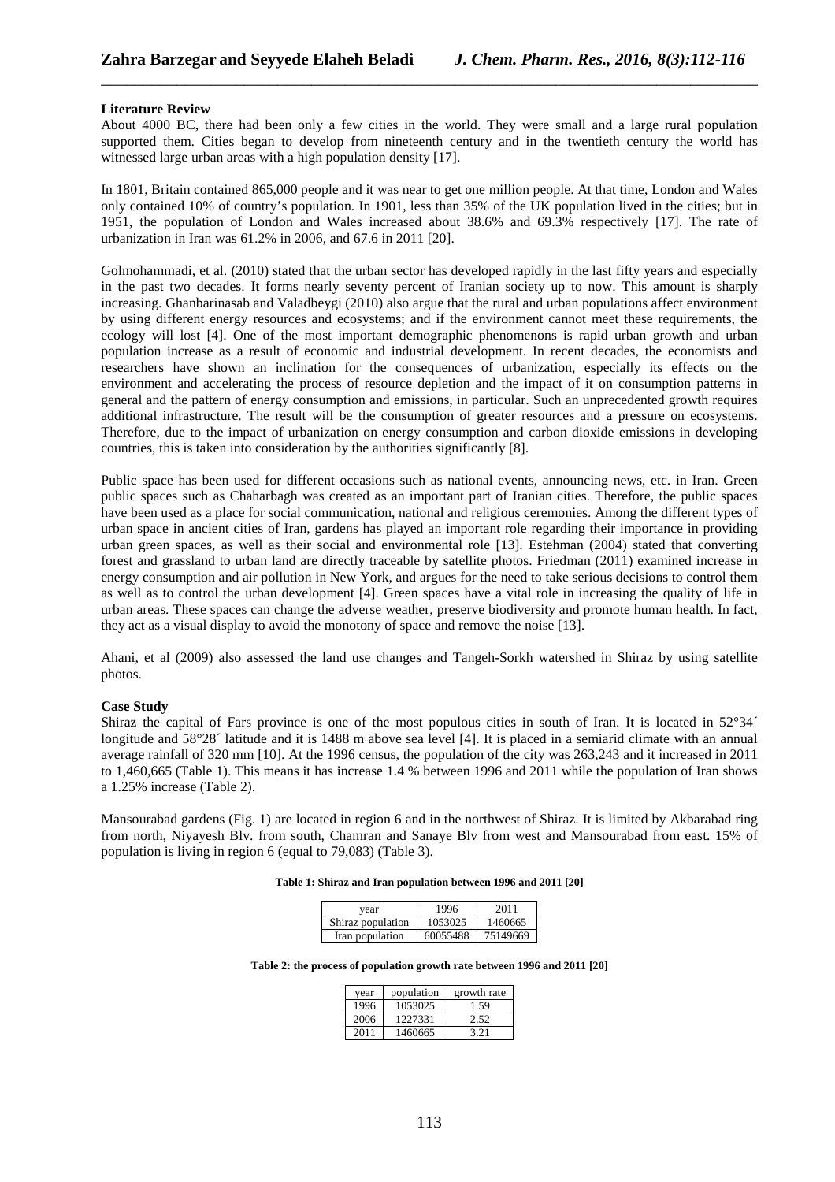**Literature Review**

About 4000 BC, there had been only a few cities in the world. They were small and a large rural population supported them. Cities began to develop from nineteenth century and in the twentieth century the world has witnessed large urban areas with a high population density [17].

In 1801, Britain contained 865,000 people and it was near to get one million people. At that time, London and Wales only contained 10% of country's population. In 1901, less than 35% of the UK population lived in the cities; but in 1951, the population of London and Wales increased about 38.6% and 69.3% respectively [17]. The rate of urbanization in Iran was 61.2% in 2006, and 67.6 in 2011 [20].

Golmohammadi, et al. (2010) stated that the urban sector has developed rapidly in the last fifty years and especially in the past two decades. It forms nearly seventy percent of Iranian society up to now. This amount is sharply increasing. Ghanbarinasab and Valadbeygi (2010) also argue that the rural and urban populations affect environment by using different energy resources and ecosystems; and if the environment cannot meet these requirements, the ecology will lost [4]. One of the most important demographic phenomenons is rapid urban growth and urban population increase as a result of economic and industrial development. In recent decades, the economists and researchers have shown an inclination for the consequences of urbanization, especially its effects on the environment and accelerating the process of resource depletion and the impact of it on consumption patterns in general and the pattern of energy consumption and emissions, in particular. Such an unprecedented growth requires additional infrastructure. The result will be the consumption of greater resources and a pressure on ecosystems. Therefore, due to the impact of urbanization on energy consumption and carbon dioxide emissions in developing countries, this is taken into consideration by the authorities significantly [8].

Public space has been used for different occasions such as national events, announcing news, etc. in Iran. Green public spaces such as Chaharbagh was created as an important part of Iranian cities. Therefore, the public spaces have been used as a place for social communication, national and religious ceremonies. Among the different types of urban space in ancient cities of Iran, gardens has played an important role regarding their importance in providing urban green spaces, as well as their social and environmental role [13]. Estehman (2004) stated that converting forest and grassland to urban land are directly traceable by satellite photos. Friedman (2011) examined increase in energy consumption and air pollution in New York, and argues for the need to take serious decisions to control them as well as to control the urban development [4]. Green spaces have a vital role in increasing the quality of life in urban areas. These spaces can change the adverse weather, preserve biodiversity and promote human health. In fact, they act as a visual display to avoid the monotony of space and remove the noise [13].

Ahani, et al (2009) also assessed the land use changes and Tangeh-Sorkh watershed in Shiraz by using satellite photos.

**Case Study**

Shiraz the capital of Fars province is one of the most populous cities in south of Iran. It is located in 52°34´ longitude and 58°28´ latitude and it is 1488 m above sea level [4]. It is placed in a semiarid climate with an annual average rainfall of 320 mm [10]. At the 1996 census, the population of the city was 263,243 and it increased in 2011 to 1,460,665 (Table 1). This means it has increase 1.4 % between 1996 and 2011 while the population of Iran shows a 1.25% increase (Table 2).

Mansourabad gardens (Fig. 1) are located in region 6 and in the northwest of Shiraz. It is limited by Akbarabad ring from north, Niyayesh Blv. from south, Chamran and Sanaye Blv from west and Mansourabad from east. 15% of population is living in region 6 (equal to 79,083) (Table 3).

**Table 1: Shiraz and Iran population between 1996 and 2011 [20]**

| year | 1996 | 2011 |
|---|---|---|
| Shiraz population | 1053025 | 1460665 |
| Iran population | 60055488 | 75149669 |

**Table 2: the process of population growth rate between 1996 and 2011 [20]**

| year | population | growth rate |
|---|---|---|
| 1996 | 1053025 | 1.59 |
| 2006 | 1227331 | 2.52 |
| 2011 | 1460665 | 3.21 |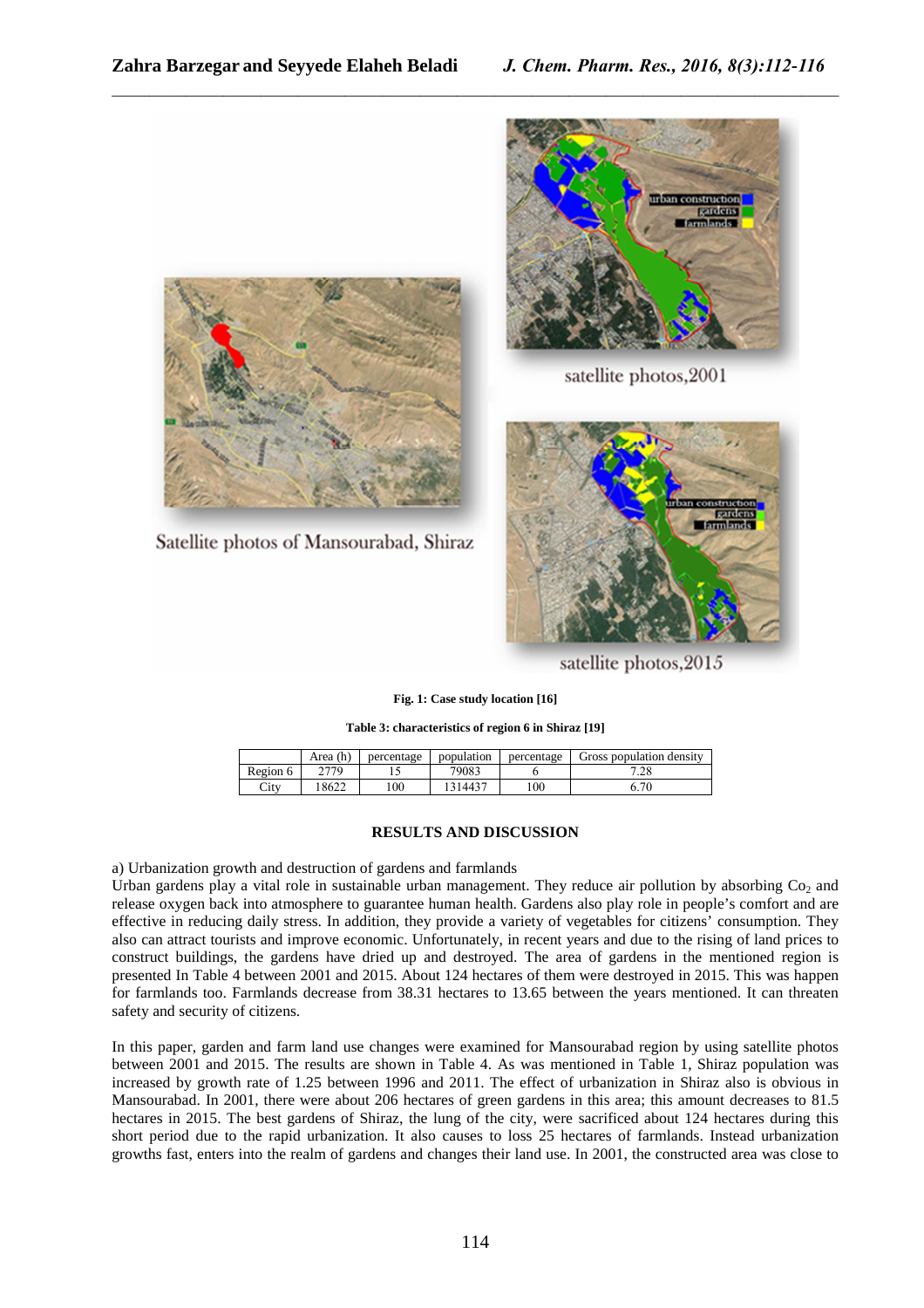Fig. 1: Case study location [16]

Table 3: characteristics of region 6 in Shiraz [19]

| | Area (h) | percentage | population | percentage | Gross population density |
|---|---|---|---|---|---|
| Region 6 | 2779 | 15 | 79083 | 6 | 7.28 |
| City | 18622 | 100 | 1314437 | 100 | 6.70 |

## RESULTS AND DISCUSSION

a) Urbanization growth and destruction of gardens and farmlands

Urban gardens play a vital role in sustainable urban management. They reduce air pollution by absorbing $Co_2$ and release oxygen back into atmosphere to guarantee human health. Gardens also play role in people's comfort and are effective in reducing daily stress. In addition, they provide a variety of vegetables for citizens' consumption. They also can attract tourists and improve economic. Unfortunately, in recent years and due to the rising of land prices to construct buildings, the gardens have dried up and destroyed. The area of gardens in the mentioned region is presented In Table 4 between 2001 and 2015. About 124 hectares of them were destroyed in 2015. This was happen for farmlands too. Farmlands decrease from 38.31 hectares to 13.65 between the years mentioned. It can threaten safety and security of citizens.

In this paper, garden and farm land use changes were examined for Mansourabad region by using satellite photos between 2001 and 2015. The results are shown in Table 4. As was mentioned in Table 1, Shiraz population was increased by growth rate of 1.25 between 1996 and 2011. The effect of urbanization in Shiraz also is obvious in Mansourabad. In 2001, there were about 206 hectares of green gardens in this area; this amount decreases to 81.5 hectares in 2015. The best gardens of Shiraz, the lung of the city, were sacrificed about 124 hectares during this short period due to the rapid urbanization. It also causes to loss 25 hectares of farmlands. Instead urbanization growths fast, enters into the realm of gardens and changes their land use. In 2001, the constructed area was close to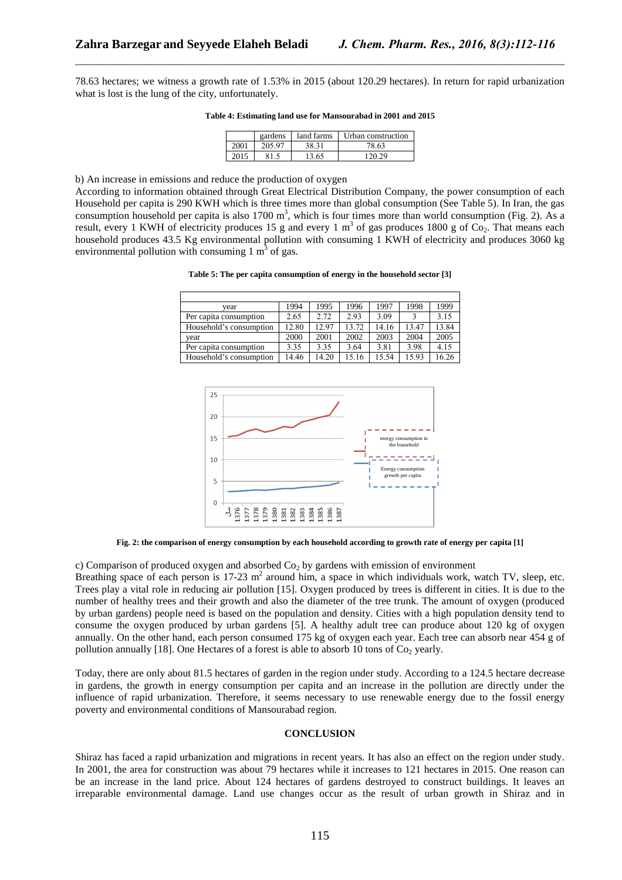78.63 hectares; we witness a growth rate of 1.53% in 2015 (about 120.29 hectares). In return for rapid urbanization what is lost is the lung of the city, unfortunately.

**Table 4: Estimating land use for Mansourabad in 2001 and 2015**

| | gardens | land farms | Urban construction |
|---|---|---|---|
| 2001 | 205.97 | 38.31 | 78.63 |
| 2015 | 81.5 | 13.65 | 120.29 |

b) An increase in emissions and reduce the production of oxygen

According to information obtained through Great Electrical Distribution Company, the power consumption of each Household per capita is 290 KWH which is three times more than global consumption (See Table 5). In Iran, the gas consumption household per capita is also 1700 $m^3$, which is four times more than world consumption (Fig. 2). As a result, every 1 KWH of electricity produces 15 g and every 1 $m^3$ of gas produces 1800 g of $Co_2$. That means each household produces 43.5 Kg environmental pollution with consuming 1 KWH of electricity and produces 3060 kg environmental pollution with consuming 1 $m^3$ of gas.

**Table 5: The per capita consumption of energy in the household sector [3]**

| year | 1994 | 1995 | 1996 | 1997 | 1998 | 1999 |
|---|---|---|---|---|---|---|
| Per capita consumption | 2.65 | 2.72 | 2.93 | 3.09 | 3 | 3.15 |
| Household's consumption | 12.80 | 12.97 | 13.72 | 14.16 | 13.47 | 13.84 |
| year | 2000 | 2001 | 2002 | 2003 | 2004 | 2005 |
| Per capita consumption | 3.35 | 3.35 | 3.64 | 3.81 | 3.98 | 4.15 |
| Household's consumption | 14.46 | 14.20 | 15.16 | 15.54 | 15.93 | 16.26 |

**Fig. 2: the comparison of energy consumption by each household according to growth rate of energy per capita [1]**

c) Comparison of produced oxygen and absorbed $Co_2$ by gardens with emission of environment

Breathing space of each person is 17-23 $m^2$ around him, a space in which individuals work, watch TV, sleep, etc. Trees play a vital role in reducing air pollution [15]. Oxygen produced by trees is different in cities. It is due to the number of healthy trees and their growth and also the diameter of the tree trunk. The amount of oxygen (produced by urban gardens) people need is based on the population and density. Cities with a high population density tend to consume the oxygen produced by urban gardens [5]. A healthy adult tree can produce about 120 kg of oxygen annually. On the other hand, each person consumed 175 kg of oxygen each year. Each tree can absorb near 454 g of pollution annually [18]. One Hectares of a forest is able to absorb 10 tons of $Co_2$ yearly.

Today, there are only about 81.5 hectares of garden in the region under study. According to a 124.5 hectare decrease in gardens, the growth in energy consumption per capita and an increase in the pollution are directly under the influence of rapid urbanization. Therefore, it seems necessary to use renewable energy due to the fossil energy poverty and environmental conditions of Mansourabad region.

## CONCLUSION

Shiraz has faced a rapid urbanization and migrations in recent years. It has also an effect on the region under study. In 2001, the area for construction was about 79 hectares while it increases to 121 hectares in 2015. One reason can be an increase in the land price. About 124 hectares of gardens destroyed to construct buildings. It leaves an irreparable environmental damage. Land use changes occur as the result of urban growth in Shiraz and in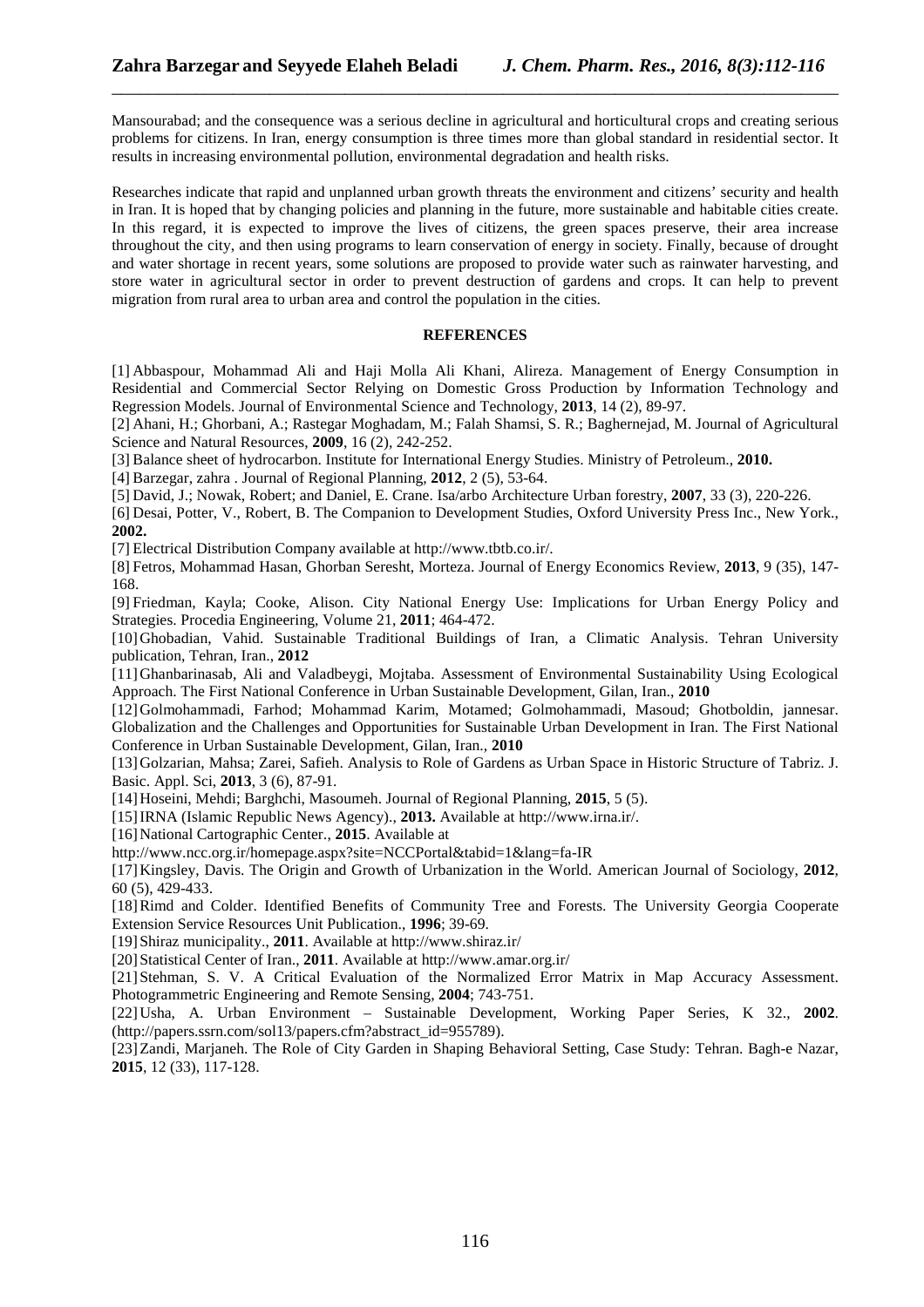Mansourabad; and the consequence was a serious decline in agricultural and horticultural crops and creating serious problems for citizens. In Iran, energy consumption is three times more than global standard in residential sector. It results in increasing environmental pollution, environmental degradation and health risks.

Researches indicate that rapid and unplanned urban growth threats the environment and citizens' security and health in Iran. It is hoped that by changing policies and planning in the future, more sustainable and habitable cities create. In this regard, it is expected to improve the lives of citizens, the green spaces preserve, their area increase throughout the city, and then using programs to learn conservation of energy in society. Finally, because of drought and water shortage in recent years, some solutions are proposed to provide water such as rainwater harvesting, and store water in agricultural sector in order to prevent destruction of gardens and crops. It can help to prevent migration from rural area to urban area and control the population in the cities.

## REFERENCES

[1] Abbaspour, Mohammad Ali and Haji Molla Ali Khani, Alireza. Management of Energy Consumption in Residential and Commercial Sector Relying on Domestic Gross Production by Information Technology and Regression Models. Journal of Environmental Science and Technology, **2013**, 14 (2), 89-97.

[2] Ahani, H.; Ghorbani, A.; Rastegar Moghadam, M.; Falah Shamsi, S. R.; Baghernejad, M. Journal of Agricultural Science and Natural Resources, **2009**, 16 (2), 242-252.

[3] Balance sheet of hydrocarbon. Institute for International Energy Studies. Ministry of Petroleum., **2010.**

[4] Barzegar, zahra . Journal of Regional Planning, **2012**, 2 (5), 53-64.

[5] David, J.; Nowak, Robert; and Daniel, E. Crane. Isa/arbo Architecture Urban forestry, **2007**, 33 (3), 220-226.

[6] Desai, Potter, V., Robert, B. The Companion to Development Studies, Oxford University Press Inc., New York., **2002.**

[7] Electrical Distribution Company available at http://www.tbtb.co.ir/.

[8] Fetros, Mohammad Hasan, Ghorban Seresht, Morteza. Journal of Energy Economics Review, **2013**, 9 (35), 147-168.

[9] Friedman, Kayla; Cooke, Alison. City National Energy Use: Implications for Urban Energy Policy and Strategies. Procedia Engineering, Volume 21, **2011**; 464-472.

[10] Ghobadian, Vahid. Sustainable Traditional Buildings of Iran, a Climatic Analysis. Tehran University publication, Tehran, Iran., **2012**

[11] Ghanbarinasab, Ali and Valadbeygi, Mojtaba. Assessment of Environmental Sustainability Using Ecological Approach. The First National Conference in Urban Sustainable Development, Gilan, Iran., **2010**

[12] Golmohammadi, Farhod; Mohammad Karim, Motamed; Golmohammadi, Masoud; Ghotboldin, jannesar. Globalization and the Challenges and Opportunities for Sustainable Urban Development in Iran. The First National Conference in Urban Sustainable Development, Gilan, Iran., **2010**

[13] Golzarian, Mahsa; Zarei, Safieh. Analysis to Role of Gardens as Urban Space in Historic Structure of Tabriz. J. Basic. Appl. Sci, **2013**, 3 (6), 87-91.

[14] Hoseini, Mehdi; Barghchi, Masoumeh. Journal of Regional Planning, **2015**, 5 (5).

[15] IRNA (Islamic Republic News Agency)., **2013.** Available at http://www.irna.ir/.

[16] National Cartographic Center., **2015**. Available at http://www.ncc.org.ir/homepage.aspx?site=NCCPortal&tabid=1&lang=fa-IR

[17] Kingsley, Davis. The Origin and Growth of Urbanization in the World. American Journal of Sociology, **2012**, 60 (5), 429-433.

[18] Rimd and Colder. Identified Benefits of Community Tree and Forests. The University Georgia Cooperate Extension Service Resources Unit Publication., **1996**; 39-69.

[19] Shiraz municipality., **2011**. Available at http://www.shiraz.ir/

[20] Statistical Center of Iran., **2011**. Available at http://www.amar.org.ir/

[21] Stehman, S. V. A Critical Evaluation of the Normalized Error Matrix in Map Accuracy Assessment. Photogrammetric Engineering and Remote Sensing, **2004**; 743-751.

[22] Usha, A. Urban Environment – Sustainable Development, Working Paper Series, K 32., **2002**. (http://papers.ssrn.com/sol13/papers.cfm?abstract_id=955789).

[23] Zandi, Marjaneh. The Role of City Garden in Shaping Behavioral Setting, Case Study: Tehran. Bagh-e Nazar, **2015**, 12 (33), 117-128.